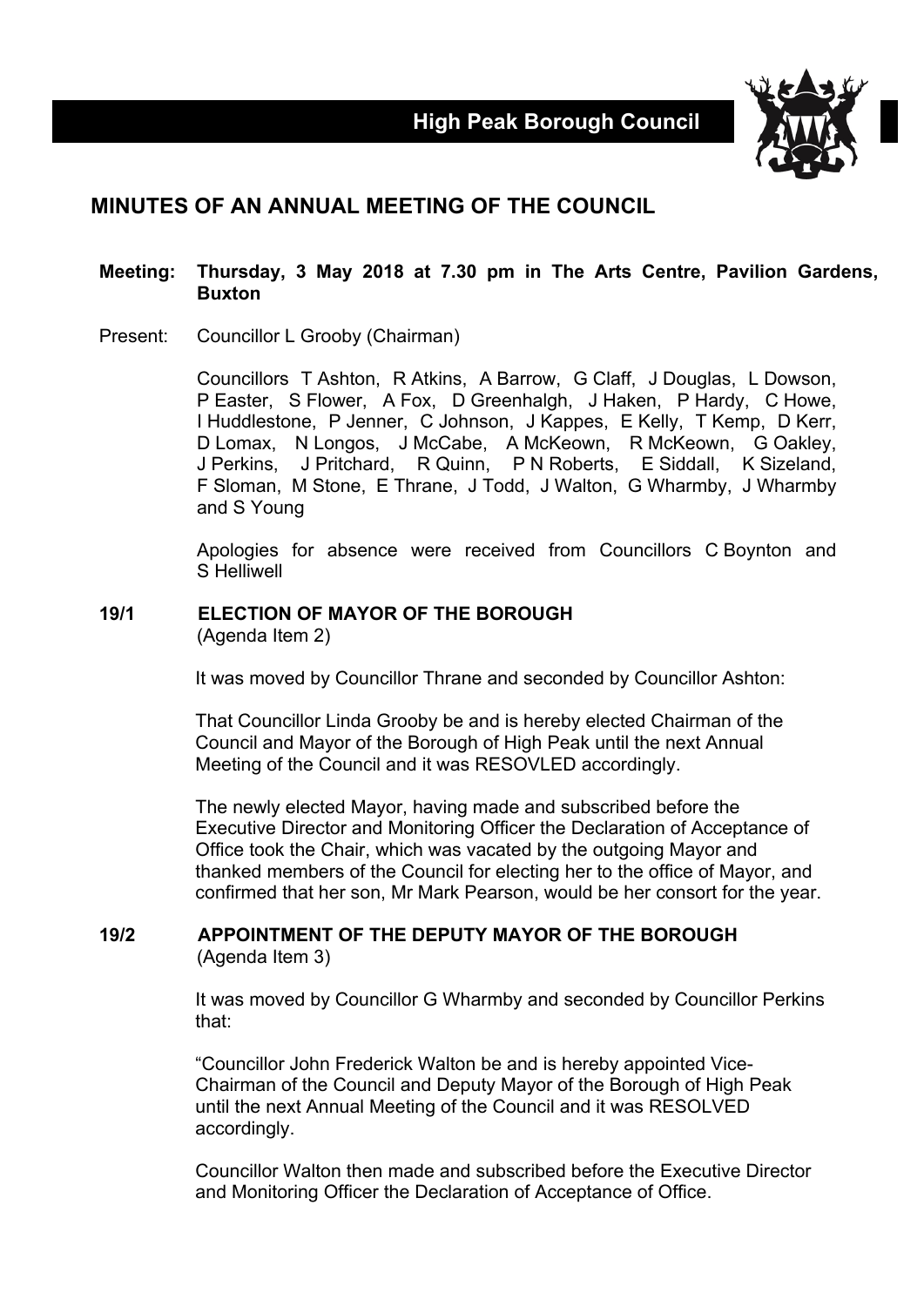# High Peak Borough Council

## MINUTES OF AN ANNUAL MEETING OF THE COUNCIL

**Meeting: Thursday, 3 May 2018 at 7.30 pm in The Arts Centre, Pavilion Gardens, Buxton**

Present: Councillor L Grooby (Chairman)

Councillors T Ashton, R Atkins, A Barrow, G Claff, J Douglas, L Dowson, P Easter, S Flower, A Fox, D Greenhalgh, J Haken, P Hardy, C Howe, I Huddlestone, P Jenner, C Johnson, J Kappes, E Kelly, T Kemp, D Kerr, D Lomax, N Longos, J McCabe, A McKeown, R McKeown, G Oakley, J Perkins, J Pritchard, R Quinn, P N Roberts, E Siddall, K Sizeland, F Sloman, M Stone, E Thrane, J Todd, J Walton, G Wharmby, J Wharmby and S Young

Apologies for absence were received from Councillors C Boynton and S Helliwell

### 19/1 ELECTION OF MAYOR OF THE BOROUGH

(Agenda Item 2)

It was moved by Councillor Thrane and seconded by Councillor Ashton:

That Councillor Linda Grooby be and is hereby elected Chairman of the Council and Mayor of the Borough of High Peak until the next Annual Meeting of the Council and it was RESOVLED accordingly.

The newly elected Mayor, having made and subscribed before the Executive Director and Monitoring Officer the Declaration of Acceptance of Office took the Chair, which was vacated by the outgoing Mayor and thanked members of the Council for electing her to the office of Mayor, and confirmed that her son, Mr Mark Pearson, would be her consort for the year.

### 19/2 APPOINTMENT OF THE DEPUTY MAYOR OF THE BOROUGH

(Agenda Item 3)

It was moved by Councillor G Wharmby and seconded by Councillor Perkins that:

"Councillor John Frederick Walton be and is hereby appointed Vice-Chairman of the Council and Deputy Mayor of the Borough of High Peak until the next Annual Meeting of the Council and it was RESOLVED accordingly.

Councillor Walton then made and subscribed before the Executive Director and Monitoring Officer the Declaration of Acceptance of Office.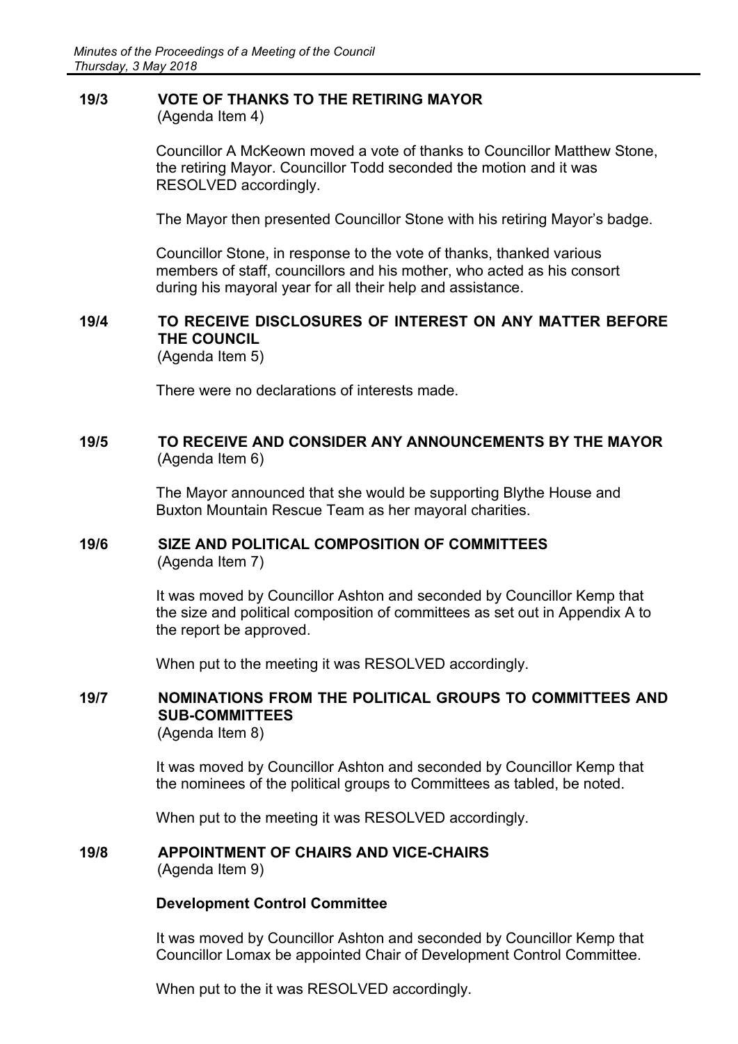## 19/3 VOTE OF THANKS TO THE RETIRING MAYOR

(Agenda Item 4)

Councillor A McKeown moved a vote of thanks to Councillor Matthew Stone, the retiring Mayor. Councillor Todd seconded the motion and it was RESOLVED accordingly.

The Mayor then presented Councillor Stone with his retiring Mayor's badge.

Councillor Stone, in response to the vote of thanks, thanked various members of staff, councillors and his mother, who acted as his consort during his mayoral year for all their help and assistance.

## 19/4 TO RECEIVE DISCLOSURES OF INTEREST ON ANY MATTER BEFORE THE COUNCIL

(Agenda Item 5)

There were no declarations of interests made.

## 19/5 TO RECEIVE AND CONSIDER ANY ANNOUNCEMENTS BY THE MAYOR

(Agenda Item 6)

The Mayor announced that she would be supporting Blythe House and Buxton Mountain Rescue Team as her mayoral charities.

## 19/6 SIZE AND POLITICAL COMPOSITION OF COMMITTEES

(Agenda Item 7)

It was moved by Councillor Ashton and seconded by Councillor Kemp that the size and political composition of committees as set out in Appendix A to the report be approved.

When put to the meeting it was RESOLVED accordingly.

## 19/7 NOMINATIONS FROM THE POLITICAL GROUPS TO COMMITTEES AND SUB-COMMITTEES

(Agenda Item 8)

It was moved by Councillor Ashton and seconded by Councillor Kemp that the nominees of the political groups to Committees as tabled, be noted.

When put to the meeting it was RESOLVED accordingly.

## 19/8 APPOINTMENT OF CHAIRS AND VICE-CHAIRS

(Agenda Item 9)

**Development Control Committee**

It was moved by Councillor Ashton and seconded by Councillor Kemp that Councillor Lomax be appointed Chair of Development Control Committee.

When put to the it was RESOLVED accordingly.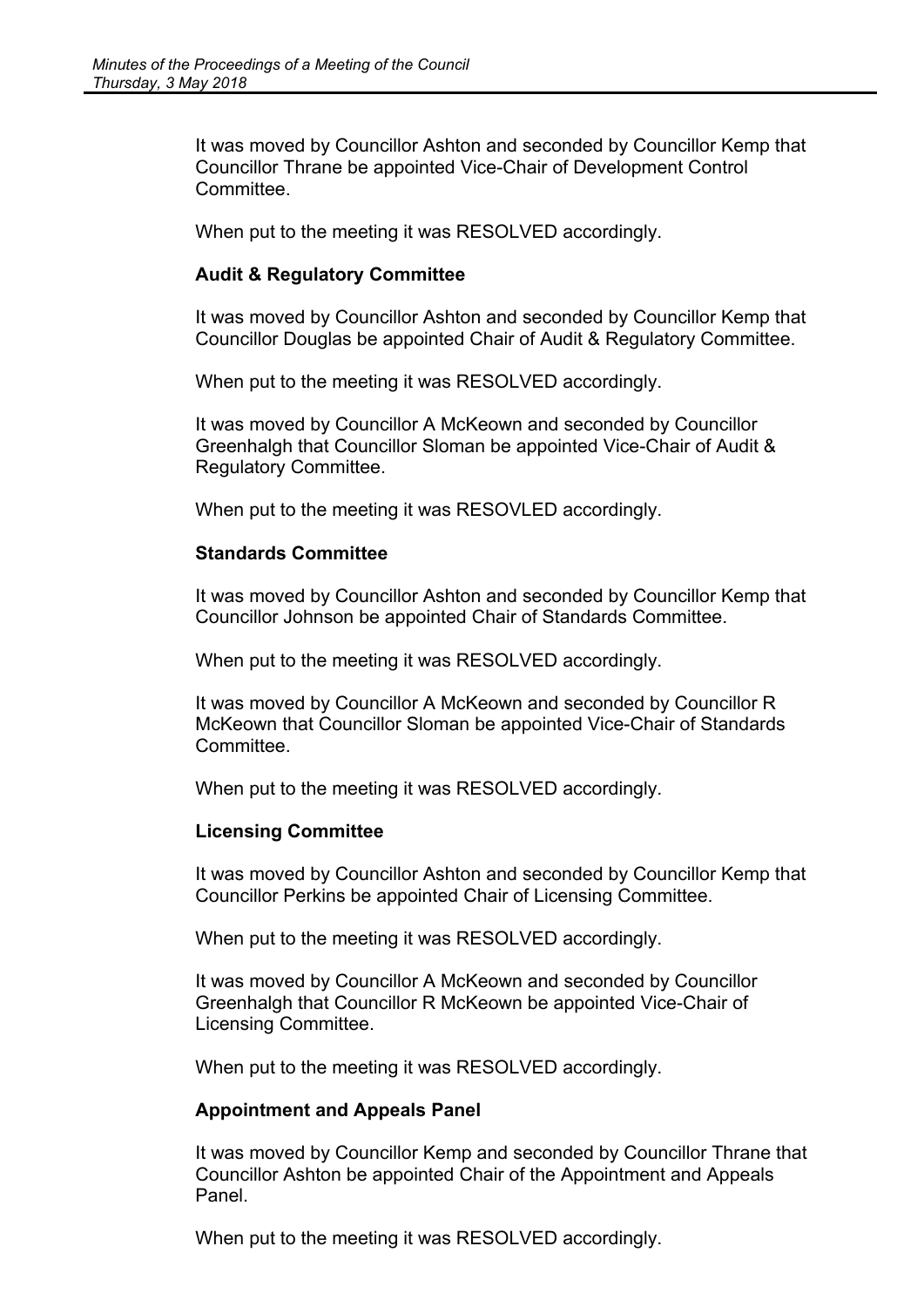It was moved by Councillor Ashton and seconded by Councillor Kemp that Councillor Thrane be appointed Vice-Chair of Development Control Committee.

When put to the meeting it was RESOLVED accordingly.

**Audit & Regulatory Committee**

It was moved by Councillor Ashton and seconded by Councillor Kemp that Councillor Douglas be appointed Chair of Audit & Regulatory Committee.

When put to the meeting it was RESOLVED accordingly.

It was moved by Councillor A McKeown and seconded by Councillor Greenhalgh that Councillor Sloman be appointed Vice-Chair of Audit & Regulatory Committee.

When put to the meeting it was RESOVLED accordingly.

**Standards Committee**

It was moved by Councillor Ashton and seconded by Councillor Kemp that Councillor Johnson be appointed Chair of Standards Committee.

When put to the meeting it was RESOLVED accordingly.

It was moved by Councillor A McKeown and seconded by Councillor R McKeown that Councillor Sloman be appointed Vice-Chair of Standards Committee.

When put to the meeting it was RESOLVED accordingly.

**Licensing Committee**

It was moved by Councillor Ashton and seconded by Councillor Kemp that Councillor Perkins be appointed Chair of Licensing Committee.

When put to the meeting it was RESOLVED accordingly.

It was moved by Councillor A McKeown and seconded by Councillor Greenhalgh that Councillor R McKeown be appointed Vice-Chair of Licensing Committee.

When put to the meeting it was RESOLVED accordingly.

**Appointment and Appeals Panel**

It was moved by Councillor Kemp and seconded by Councillor Thrane that Councillor Ashton be appointed Chair of the Appointment and Appeals Panel.

When put to the meeting it was RESOLVED accordingly.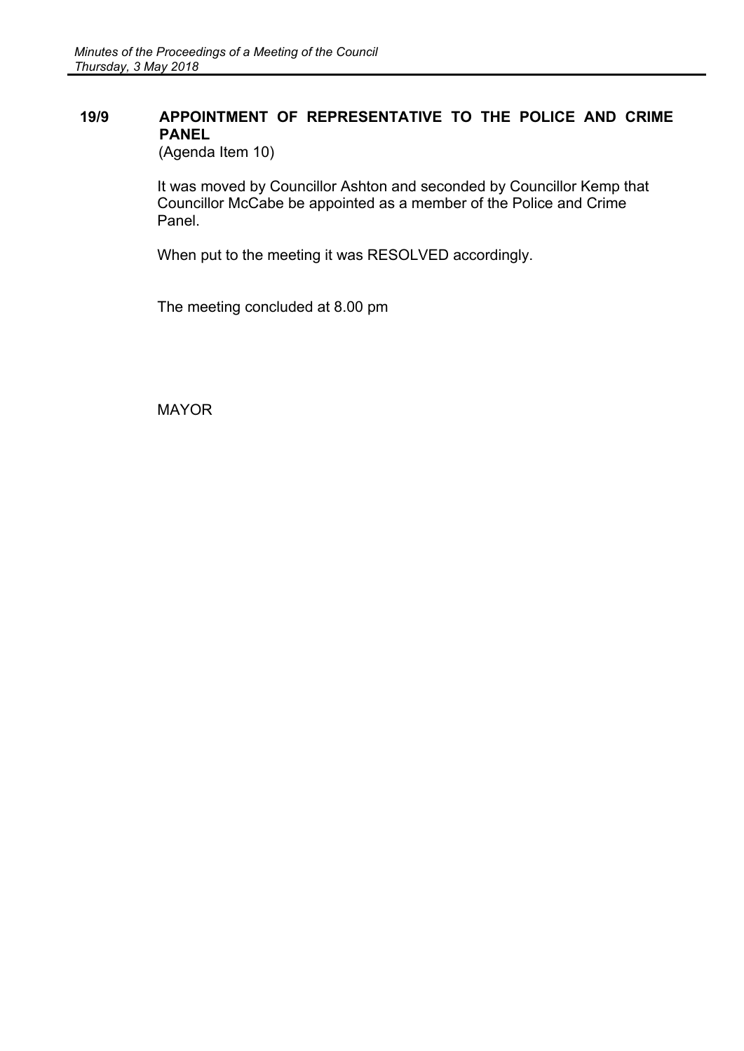## 19/9 APPOINTMENT OF REPRESENTATIVE TO THE POLICE AND CRIME PANEL

(Agenda Item 10)

It was moved by Councillor Ashton and seconded by Councillor Kemp that Councillor McCabe be appointed as a member of the Police and Crime Panel.

When put to the meeting it was RESOLVED accordingly.

The meeting concluded at 8.00 pm

MAYOR